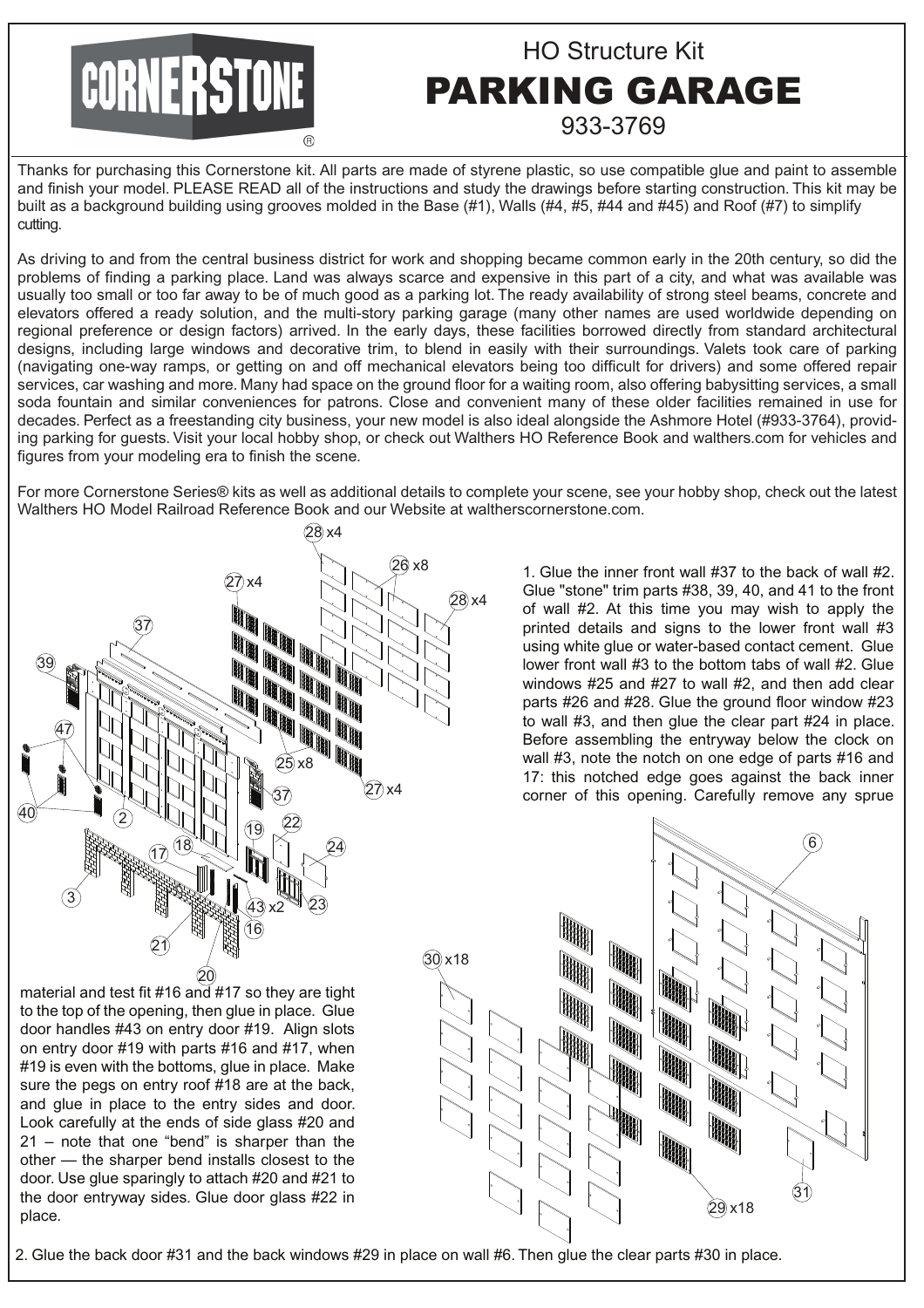CORNERSTONE®

# HO Structure Kit
# PARKING GARAGE
933-3769

Thanks for purchasing this Cornerstone kit. All parts are made of styrene plastic, so use compatible glue and paint to assemble and finish your model. PLEASE READ all of the instructions and study the drawings before starting construction. This kit may be built as a background building using grooves molded in the Base (#1), Walls (#4, #5, #44 and #45) and Roof (#7) to simplify cutting.

As driving to and from the central business district for work and shopping became common early in the 20th century, so did the problems of finding a parking place. Land was always scarce and expensive in this part of a city, and what was available was usually too small or too far away to be of much good as a parking lot. The ready availability of strong steel beams, concrete and elevators offered a ready solution, and the multi-story parking garage (many other names are used worldwide depending on regional preference or design factors) arrived. In the early days, these facilities borrowed directly from standard architectural designs, including large windows and decorative trim, to blend in easily with their surroundings. Valets took care of parking (navigating one-way ramps, or getting on and off mechanical elevators being too difficult for drivers) and some offered repair services, car washing and more. Many had space on the ground floor for a waiting room, also offering babysitting services, a small soda fountain and similar conveniences for patrons. Close and convenient many of these older facilities remained in use for decades. Perfect as a freestanding city business, your new model is also ideal alongside the Ashmore Hotel (#933-3764), providing parking for guests. Visit your local hobby shop, or check out Walthers HO Reference Book and walthers.com for vehicles and figures from your modeling era to finish the scene.

For more Cornerstone Series® kits as well as additional details to complete your scene, see your hobby shop, check out the latest Walthers HO Model Railroad Reference Book and our Website at waltherscornerstone.com.

1. Glue the inner front wall #37 to the back of wall #2. Glue "stone" trim parts #38, 39, 40, and 41 to the front of wall #2. At this time you may wish to apply the printed details and signs to the lower front wall #3 using white glue or water-based contact cement. Glue lower front wall #3 to the bottom tabs of wall #2. Glue windows #25 and #27 to wall #2, and then add clear parts #26 and #28. Glue the ground floor window #23 to wall #3, and then glue the clear part #24 in place. Before assembling the entryway below the clock on wall #3, note the notch on one edge of parts #16 and 17: this notched edge goes against the back inner corner of this opening. Carefully remove any sprue material and test fit #16 and #17 so they are tight to the top of the opening, then glue in place. Glue door handles #43 on entry door #19. Align slots on entry door #19 with parts #16 and #17, when #19 is even with the bottoms, glue in place. Make sure the pegs on entry roof #18 are at the back, and glue in place to the entry sides and door. Look carefully at the ends of side glass #20 and 21 – note that one "bend" is sharper than the other — the sharper bend installs closest to the door. Use glue sparingly to attach #20 and #21 to the door entryway sides. Glue door glass #22 in place.

2. Glue the back door #31 and the back windows #29 in place on wall #6. Then glue the clear parts #30 in place.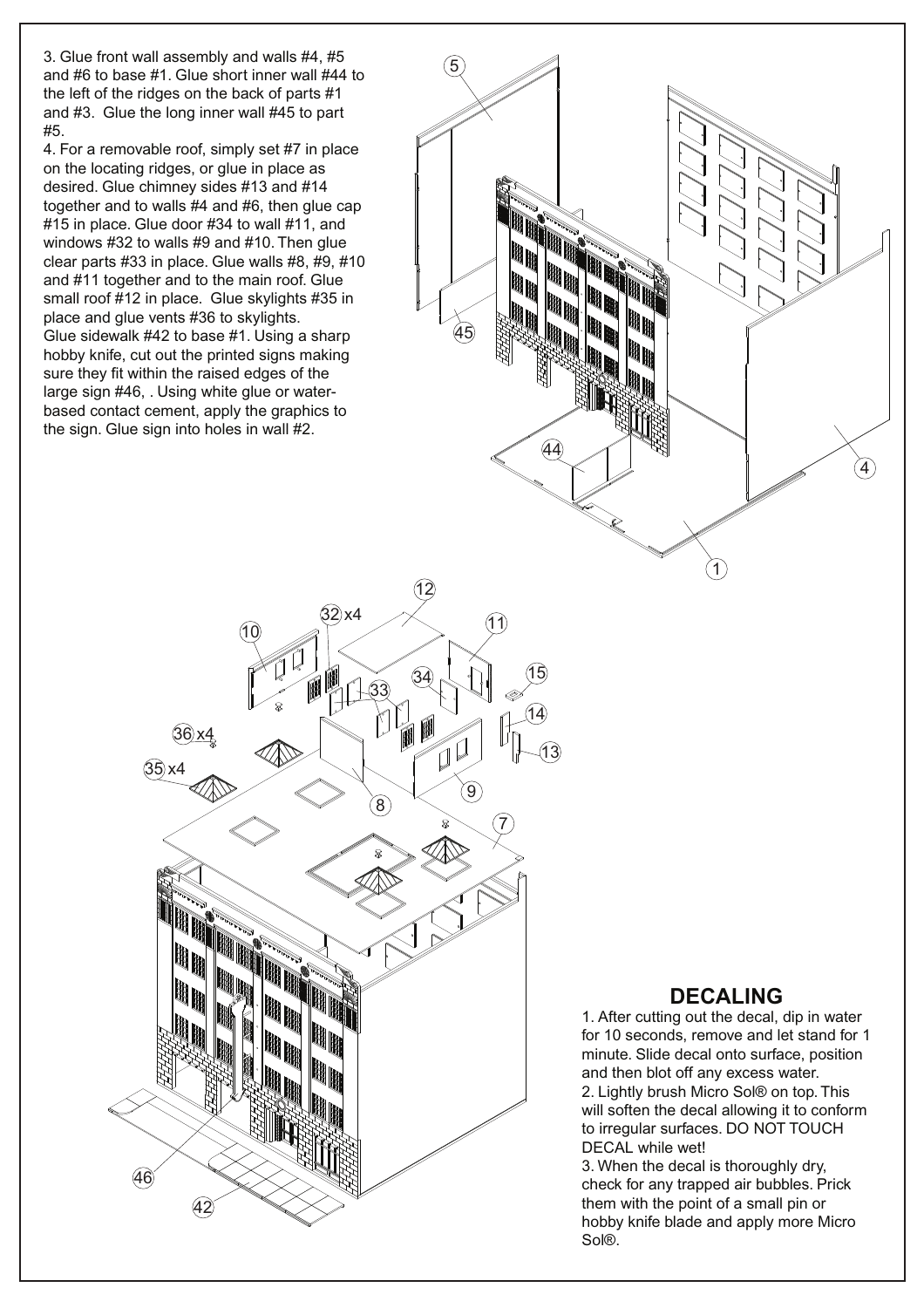3. Glue front wall assembly and walls #4, #5 and #6 to base #1. Glue short inner wall #44 to the left of the ridges on the back of parts #1 and #3. Glue the long inner wall #45 to part #5.

4. For a removable roof, simply set #7 in place on the locating ridges, or glue in place as desired. Glue chimney sides #13 and #14 together and to walls #4 and #6, then glue cap #15 in place. Glue door #34 to wall #11, and windows #32 to walls #9 and #10. Then glue clear parts #33 in place. Glue walls #8, #9, #10 and #11 together and to the main roof. Glue small roof #12 in place. Glue skylights #35 in place and glue vents #36 to skylights.
Glue sidewalk #42 to base #1. Using a sharp hobby knife, cut out the printed signs making sure they fit within the raised edges of the large sign #46, . Using white glue or water-based contact cement, apply the graphics to the sign. Glue sign into holes in wall #2.

5

45

44

4

1

12

32 x4

10

11

34

15

33

14

36 x4

13

35 x4

9

8

7

46

42

## DECALING

1. After cutting out the decal, dip in water for 10 seconds, remove and let stand for 1 minute. Slide decal onto surface, position and then blot off any excess water.
2. Lightly brush Micro Sol® on top. This will soften the decal allowing it to conform to irregular surfaces. DO NOT TOUCH DECAL while wet!
3. When the decal is thoroughly dry, check for any trapped air bubbles. Prick them with the point of a small pin or hobby knife blade and apply more Micro Sol®.